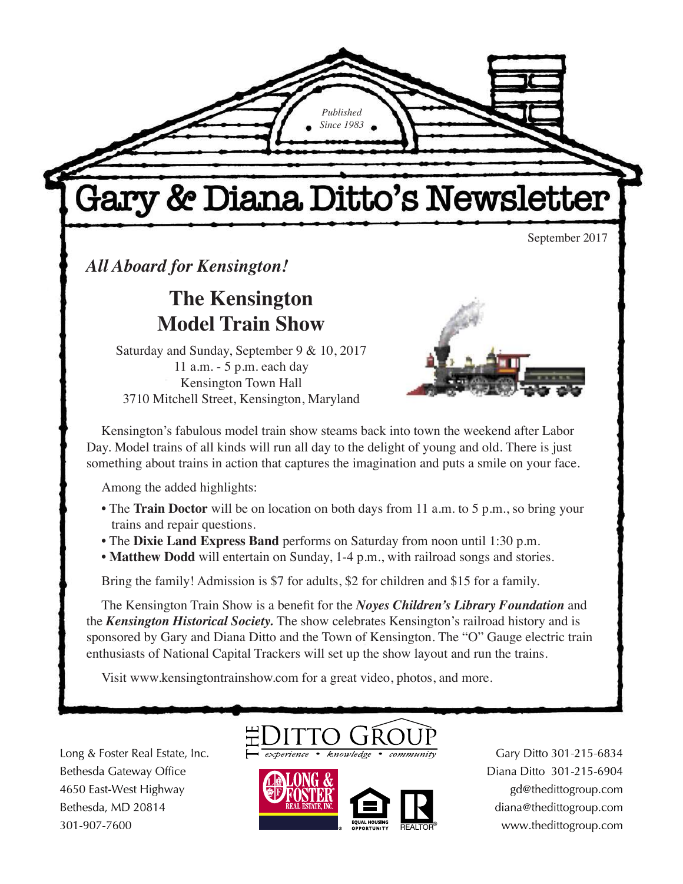*Published Since 1983*

# Gary & Diana Ditto's Newsletter

September 2017

*All Aboard for Kensington!*

## The Kensington Model Train Show

Saturday and Sunday, September 9 & 10, 2017
11 a.m. - 5 p.m. each day
Kensington Town Hall
3710 Mitchell Street, Kensington, Maryland

Kensington's fabulous model train show steams back into town the weekend after Labor Day. Model trains of all kinds will run all day to the delight of young and old. There is just something about trains in action that captures the imagination and puts a smile on your face.

Among the added highlights:

- The **Train Doctor** will be on location on both days from 11 a.m. to 5 p.m., so bring your trains and repair questions.
- The **Dixie Land Express Band** performs on Saturday from noon until 1:30 p.m.
- **Matthew Dodd** will entertain on Sunday, 1-4 p.m., with railroad songs and stories.

Bring the family! Admission is $7 for adults, $2 for children and $15 for a family.

The Kensington Train Show is a benefit for the ***Noyes Children's Library Foundation*** and the ***Kensington Historical Society.*** The show celebrates Kensington's railroad history and is sponsored by Gary and Diana Ditto and the Town of Kensington. The "O" Gauge electric train enthusiasts of National Capital Trackers will set up the show layout and run the trains.

Visit www.kensingtontrainshow.com for a great video, photos, and more.

Long & Foster Real Estate, Inc.
Bethesda Gateway Office
4650 East-West Highway
Bethesda, MD 20814
301-907-7600

THE DITTO GROUP
*experience • knowledge • community*

Gary Ditto 301-215-6834
Diana Ditto 301-215-6904
gd@thedittogroup.com
diana@thedittogroup.com
www.thedittogroup.com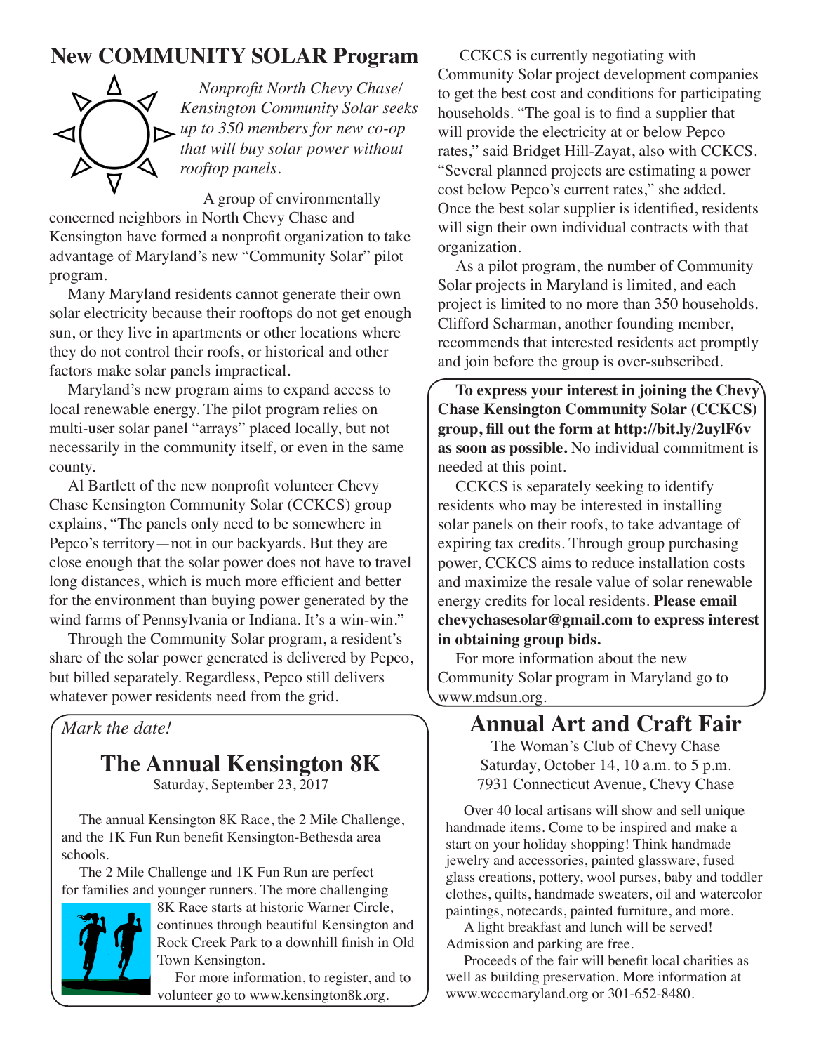## New COMMUNITY SOLAR Program

*Nonprofit North Chevy Chase/ Kensington Community Solar seeks up to 350 members for new co-op that will buy solar power without rooftop panels.*

A group of environmentally concerned neighbors in North Chevy Chase and Kensington have formed a nonprofit organization to take advantage of Maryland's new "Community Solar" pilot program.

Many Maryland residents cannot generate their own solar electricity because their rooftops do not get enough sun, or they live in apartments or other locations where they do not control their roofs, or historical and other factors make solar panels impractical.

Maryland's new program aims to expand access to local renewable energy. The pilot program relies on multi-user solar panel "arrays" placed locally, but not necessarily in the community itself, or even in the same county.

Al Bartlett of the new nonprofit volunteer Chevy Chase Kensington Community Solar (CCKCS) group explains, "The panels only need to be somewhere in Pepco's territory—not in our backyards. But they are close enough that the solar power does not have to travel long distances, which is much more efficient and better for the environment than buying power generated by the wind farms of Pennsylvania or Indiana. It's a win-win."

Through the Community Solar program, a resident's share of the solar power generated is delivered by Pepco, but billed separately. Regardless, Pepco still delivers whatever power residents need from the grid.

CCKCS is currently negotiating with Community Solar project development companies to get the best cost and conditions for participating households. "The goal is to find a supplier that will provide the electricity at or below Pepco rates," said Bridget Hill-Zayat, also with CCKCS. "Several planned projects are estimating a power cost below Pepco's current rates," she added. Once the best solar supplier is identified, residents will sign their own individual contracts with that organization.

As a pilot program, the number of Community Solar projects in Maryland is limited, and each project is limited to no more than 350 households. Clifford Scharman, another founding member, recommends that interested residents act promptly and join before the group is over-subscribed.

**To express your interest in joining the Chevy Chase Kensington Community Solar (CCKCS) group, fill out the form at http://bit.ly/2uylF6v as soon as possible.** No individual commitment is needed at this point.

CCKCS is separately seeking to identify residents who may be interested in installing solar panels on their roofs, to take advantage of expiring tax credits. Through group purchasing power, CCKCS aims to reduce installation costs and maximize the resale value of solar renewable energy credits for local residents. **Please email chevychasesolar@gmail.com to express interest in obtaining group bids.**

For more information about the new Community Solar program in Maryland go to www.mdsun.org.

*Mark the date!*

## The Annual Kensington 8K

Saturday, September 23, 2017

The annual Kensington 8K Race, the 2 Mile Challenge, and the 1K Fun Run benefit Kensington-Bethesda area schools.

The 2 Mile Challenge and 1K Fun Run are perfect for families and younger runners. The more challenging 8K Race starts at historic Warner Circle, continues through beautiful Kensington and Rock Creek Park to a downhill finish in Old Town Kensington.

For more information, to register, and to volunteer go to www.kensington8k.org.

## Annual Art and Craft Fair

The Woman's Club of Chevy Chase
Saturday, October 14, 10 a.m. to 5 p.m.
7931 Connecticut Avenue, Chevy Chase

Over 40 local artisans will show and sell unique handmade items. Come to be inspired and make a start on your holiday shopping! Think handmade jewelry and accessories, painted glassware, fused glass creations, pottery, wool purses, baby and toddler clothes, quilts, handmade sweaters, oil and watercolor paintings, notecards, painted furniture, and more.

A light breakfast and lunch will be served! Admission and parking are free.

Proceeds of the fair will benefit local charities as well as building preservation. More information at www.wcccmaryland.org or 301-652-8480.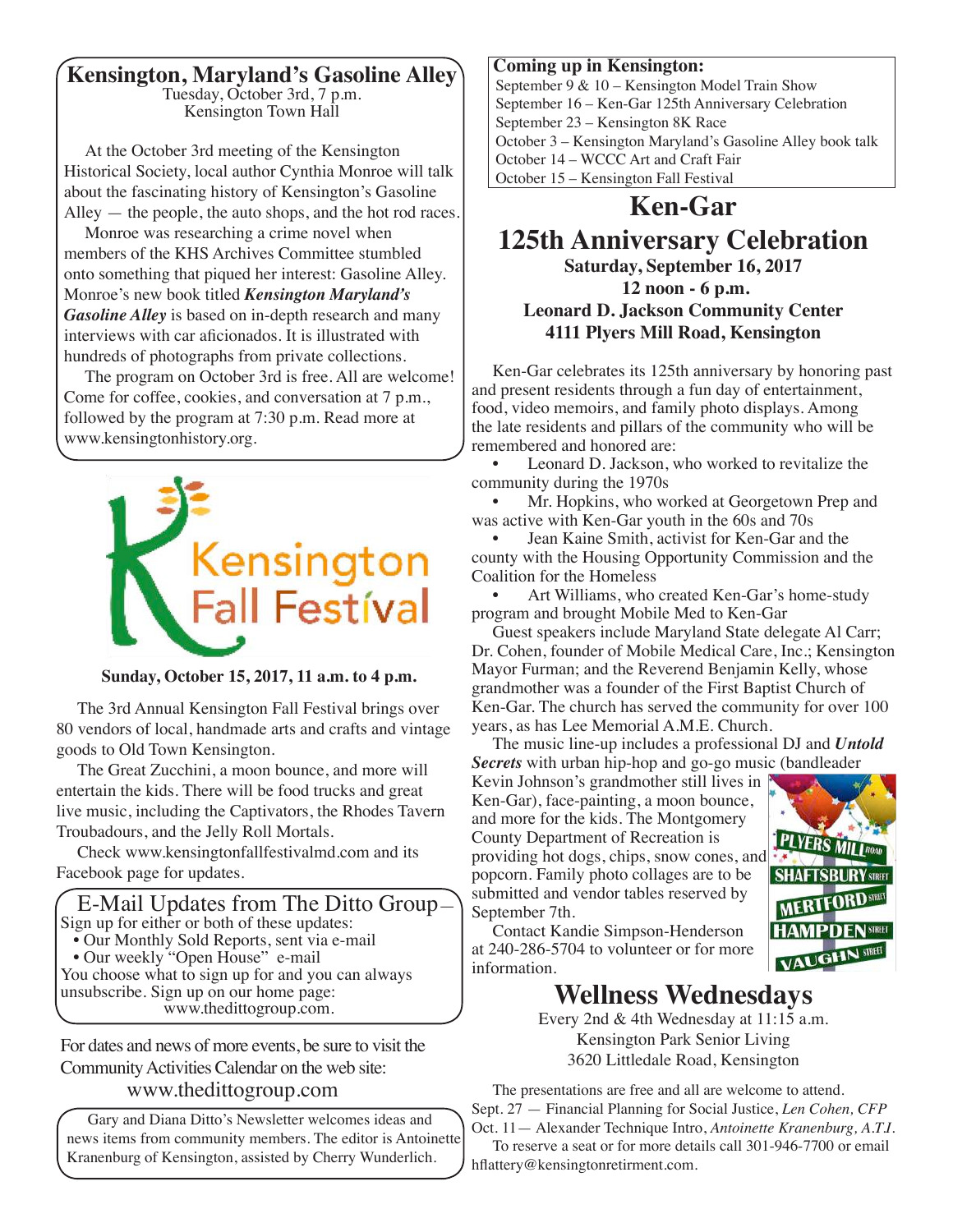## Kensington, Maryland's Gasoline Alley

Tuesday, October 3rd, 7 p.m.
Kensington Town Hall

At the October 3rd meeting of the Kensington Historical Society, local author Cynthia Monroe will talk about the fascinating history of Kensington's Gasoline Alley — the people, the auto shops, and the hot rod races.

Monroe was researching a crime novel when members of the KHS Archives Committee stumbled onto something that piqued her interest: Gasoline Alley. Monroe's new book titled ***Kensington Maryland's Gasoline Alley*** is based on in-depth research and many interviews with car aficionados. It is illustrated with hundreds of photographs from private collections.

The program on October 3rd is free. All are welcome! Come for coffee, cookies, and conversation at 7 p.m., followed by the program at 7:30 p.m. Read more at www.kensingtonhistory.org.

Kensington Fall Festival

**Sunday, October 15, 2017, 11 a.m. to 4 p.m.**

The 3rd Annual Kensington Fall Festival brings over 80 vendors of local, handmade arts and crafts and vintage goods to Old Town Kensington.

The Great Zucchini, a moon bounce, and more will entertain the kids. There will be food trucks and great live music, including the Captivators, the Rhodes Tavern Troubadours, and the Jelly Roll Mortals.

Check www.kensingtonfallfestivalmd.com and its Facebook page for updates.

### E-Mail Updates from The Ditto Group—

Sign up for either or both of these updates:

- Our Monthly Sold Reports, sent via e-mail
- Our weekly "Open House" e-mail

You choose what to sign up for and you can always unsubscribe. Sign up on our home page: www.thedittogroup.com.

For dates and news of more events, be sure to visit the Community Activities Calendar on the web site:
www.thedittogroup.com

Gary and Diana Ditto's Newsletter welcomes ideas and news items from community members. The editor is Antoinette Kranenburg of Kensington, assisted by Cherry Wunderlich.

**Coming up in Kensington:**

September 9 & 10 – Kensington Model Train Show
September 16 – Ken-Gar 125th Anniversary Celebration
September 23 – Kensington 8K Race
October 3 – Kensington Maryland's Gasoline Alley book talk
October 14 – WCCC Art and Craft Fair
October 15 – Kensington Fall Festival

## Ken-Gar 125th Anniversary Celebration

**Saturday, September 16, 2017**
**12 noon - 6 p.m.**
**Leonard D. Jackson Community Center**
**4111 Plyers Mill Road, Kensington**

Ken-Gar celebrates its 125th anniversary by honoring past and present residents through a fun day of entertainment, food, video memoirs, and family photo displays. Among the late residents and pillars of the community who will be remembered and honored are:

- Leonard D. Jackson, who worked to revitalize the community during the 1970s
- Mr. Hopkins, who worked at Georgetown Prep and was active with Ken-Gar youth in the 60s and 70s
- Jean Kaine Smith, activist for Ken-Gar and the county with the Housing Opportunity Commission and the Coalition for the Homeless
- Art Williams, who created Ken-Gar's home-study program and brought Mobile Med to Ken-Gar

Guest speakers include Maryland State delegate Al Carr; Dr. Cohen, founder of Mobile Medical Care, Inc.; Kensington Mayor Furman; and the Reverend Benjamin Kelly, whose grandmother was a founder of the First Baptist Church of Ken-Gar. The church has served the community for over 100 years, as has Lee Memorial A.M.E. Church.

The music line-up includes a professional DJ and ***Untold Secrets*** with urban hip-hop and go-go music (bandleader Kevin Johnson's grandmother still lives in Ken-Gar), face-painting, a moon bounce, and more for the kids. The Montgomery County Department of Recreation is providing hot dogs, chips, snow cones, and popcorn. Family photo collages are to be submitted and vendor tables reserved by September 7th.

Contact Kandie Simpson-Henderson at 240-286-5704 to volunteer or for more information.

## Wellness Wednesdays

Every 2nd & 4th Wednesday at 11:15 a.m.
Kensington Park Senior Living
3620 Littledale Road, Kensington

The presentations are free and all are welcome to attend.

Sept. 27 — Financial Planning for Social Justice, *Len Cohen, CFP*
Oct. 11— Alexander Technique Intro, *Antoinette Kranenburg, A.T.I.*

To reserve a seat or for more details call 301-946-7700 or email hflattery@kensingtonretirment.com.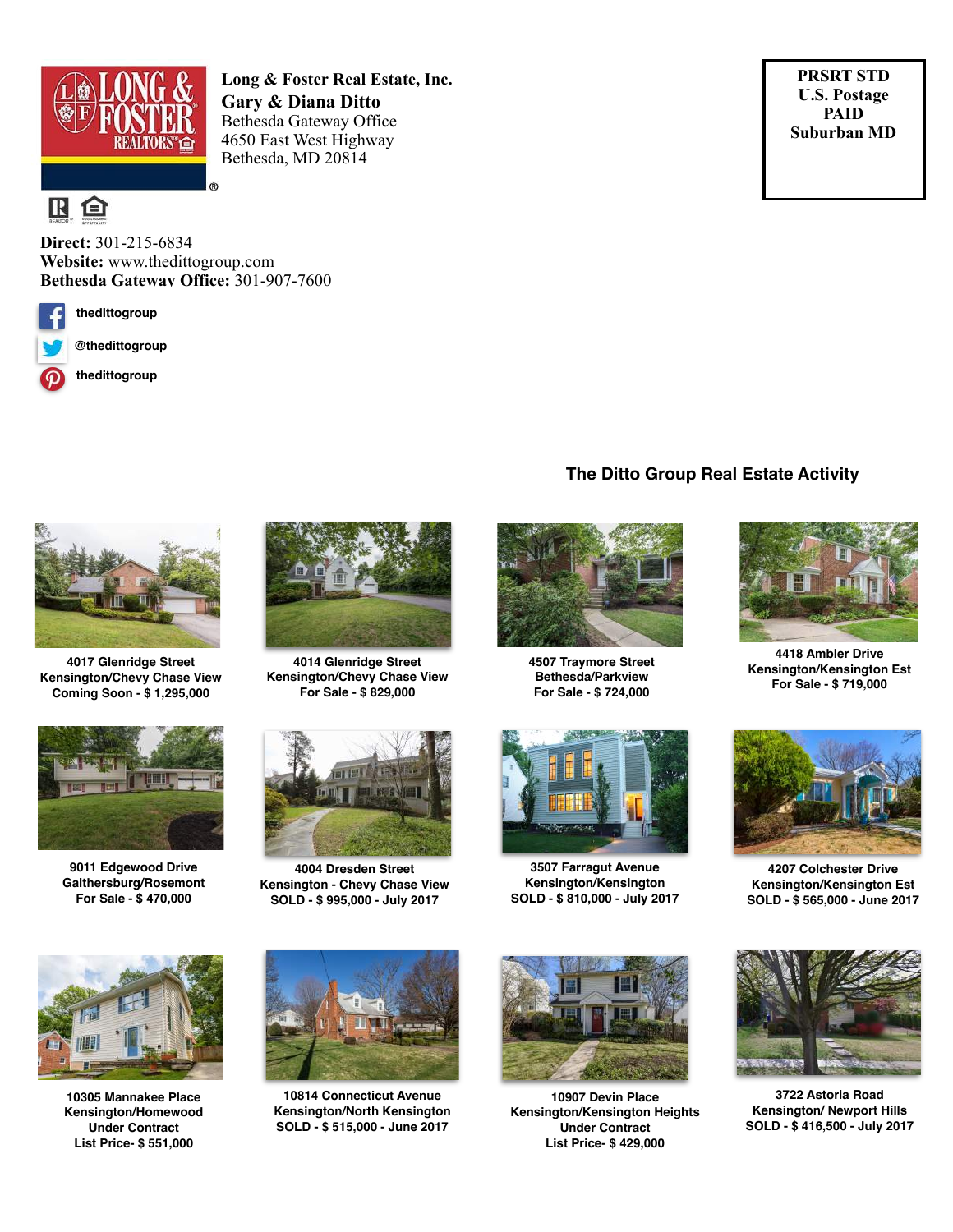**Long & Foster Real Estate, Inc.**
**Gary & Diana Ditto**
Bethesda Gateway Office
4650 East West Highway
Bethesda, MD 20814

**PRSRT STD**
**U.S. Postage**
**PAID**
**Suburban MD**

**Direct:** 301-215-6834
**Website:** www.thedittogroup.com
**Bethesda Gateway Office:** 301-907-7600

thedittogroup

@thedittogroup

thedittogroup

## The Ditto Group Real Estate Activity

**4017 Glenridge Street**
**Kensington/Chevy Chase View**
**Coming Soon - $ 1,295,000**

**4014 Glenridge Street**
**Kensington/Chevy Chase View**
**For Sale - $ 829,000**

**4507 Traymore Street**
**Bethesda/Parkview**
**For Sale - $ 724,000**

**4418 Ambler Drive**
**Kensington/Kensington Est**
**For Sale - $ 719,000**

**9011 Edgewood Drive**
**Gaithersburg/Rosemont**
**For Sale - $ 470,000**

**4004 Dresden Street**
**Kensington - Chevy Chase View**
**SOLD - $ 995,000 - July 2017**

**3507 Farragut Avenue**
**Kensington/Kensington**
**SOLD - $ 810,000 - July 2017**

**4207 Colchester Drive**
**Kensington/Kensington Est**
**SOLD - $ 565,000 - June 2017**

**10305 Mannakee Place**
**Kensington/Homewood**
**Under Contract**
**List Price- $ 551,000**

**10814 Connecticut Avenue**
**Kensington/North Kensington**
**SOLD - $ 515,000 - June 2017**

**10907 Devin Place**
**Kensington/Kensington Heights**
**Under Contract**
**List Price- $ 429,000**

**3722 Astoria Road**
**Kensington/ Newport Hills**
**SOLD - $ 416,500 - July 2017**